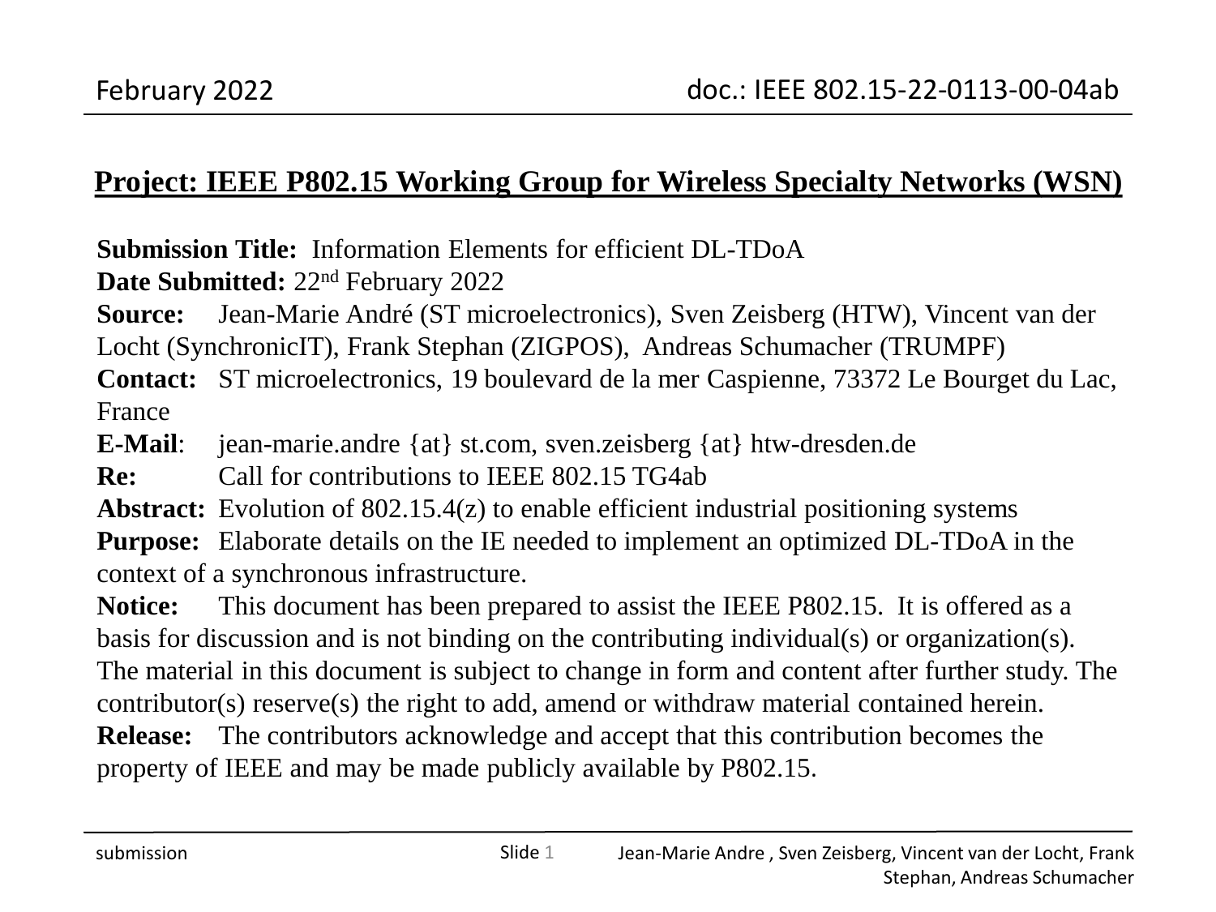**Project: IEEE P802.15 Working Group for Wireless Specialty Networks (WSN)**

**Submission Title:** Information Elements for efficient DL-TDoA
**Date Submitted:** 22nd February 2022
**Source:** Jean-Marie André (ST microelectronics), Sven Zeisberg (HTW), Vincent van der Locht (SynchronicIT), Frank Stephan (ZIGPOS), Andreas Schumacher (TRUMPF)
**Contact:** ST microelectronics, 19 boulevard de la mer Caspienne, 73372 Le Bourget du Lac, France
**E-Mail**: jean-marie.andre {at} st.com, sven.zeisberg {at} htw-dresden.de
**Re:** Call for contributions to IEEE 802.15 TG4ab
**Abstract:** Evolution of 802.15.4(z) to enable efficient industrial positioning systems
**Purpose:** Elaborate details on the IE needed to implement an optimized DL-TDoA in the context of a synchronous infrastructure.
**Notice:** This document has been prepared to assist the IEEE P802.15. It is offered as a basis for discussion and is not binding on the contributing individual(s) or organization(s). The material in this document is subject to change in form and content after further study. The contributor(s) reserve(s) the right to add, amend or withdraw material contained herein.
**Release:** The contributors acknowledge and accept that this contribution becomes the property of IEEE and may be made publicly available by P802.15.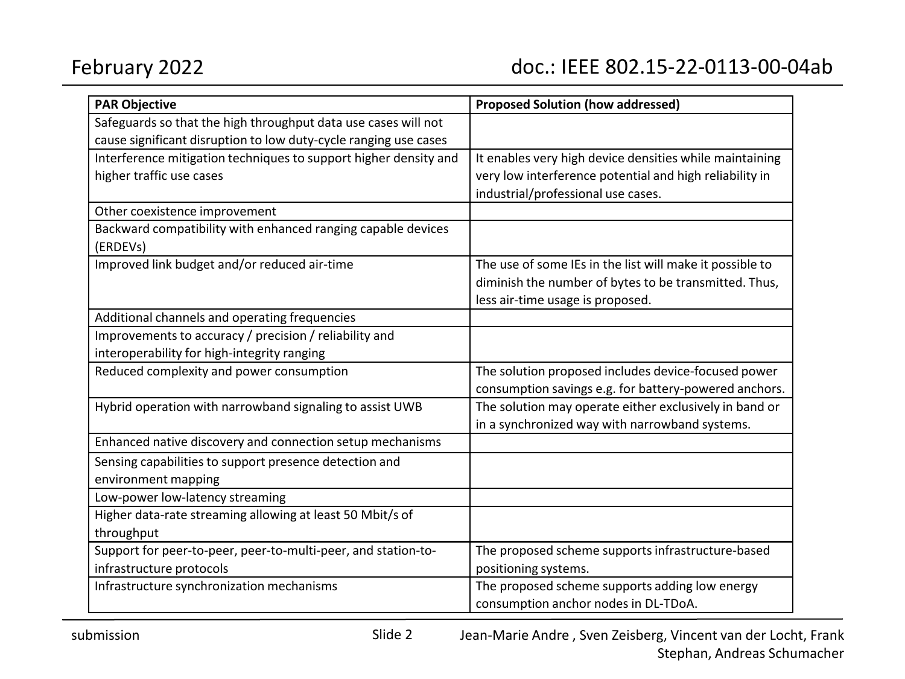| PAR Objective | Proposed Solution (how addressed) |
|---|---|
| Safeguards so that the high throughput data use cases will not cause significant disruption to low duty-cycle ranging use cases | |
| Interference mitigation techniques to support higher density and higher traffic use cases | It enables very high device densities while maintaining very low interference potential and high reliability in industrial/professional use cases. |
| Other coexistence improvement | |
| Backward compatibility with enhanced ranging capable devices (ERDEVs) | |
| Improved link budget and/or reduced air-time | The use of some IEs in the list will make it possible to diminish the number of bytes to be transmitted. Thus, less air-time usage is proposed. |
| Additional channels and operating frequencies | |
| Improvements to accuracy / precision / reliability and interoperability for high-integrity ranging | |
| Reduced complexity and power consumption | The solution proposed includes device-focused power consumption savings e.g. for battery-powered anchors. |
| Hybrid operation with narrowband signaling to assist UWB | The solution may operate either exclusively in band or in a synchronized way with narrowband systems. |
| Enhanced native discovery and connection setup mechanisms | |
| Sensing capabilities to support presence detection and environment mapping | |
| Low-power low-latency streaming | |
| Higher data-rate streaming allowing at least 50 Mbit/s of throughput | |
| Support for peer-to-peer, peer-to-multi-peer, and station-to-infrastructure protocols | The proposed scheme supports infrastructure-based positioning systems. |
| Infrastructure synchronization mechanisms | The proposed scheme supports adding low energy consumption anchor nodes in DL-TDoA. |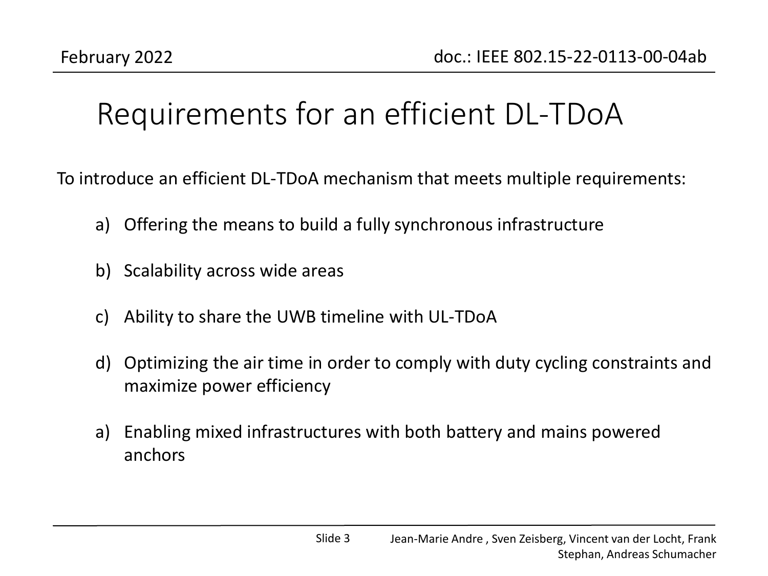# Requirements for an efficient DL-TDoA

To introduce an efficient DL-TDoA mechanism that meets multiple requirements:

a) Offering the means to build a fully synchronous infrastructure

b) Scalability across wide areas

c) Ability to share the UWB timeline with UL-TDoA

d) Optimizing the air time in order to comply with duty cycling constraints and maximize power efficiency

a) Enabling mixed infrastructures with both battery and mains powered anchors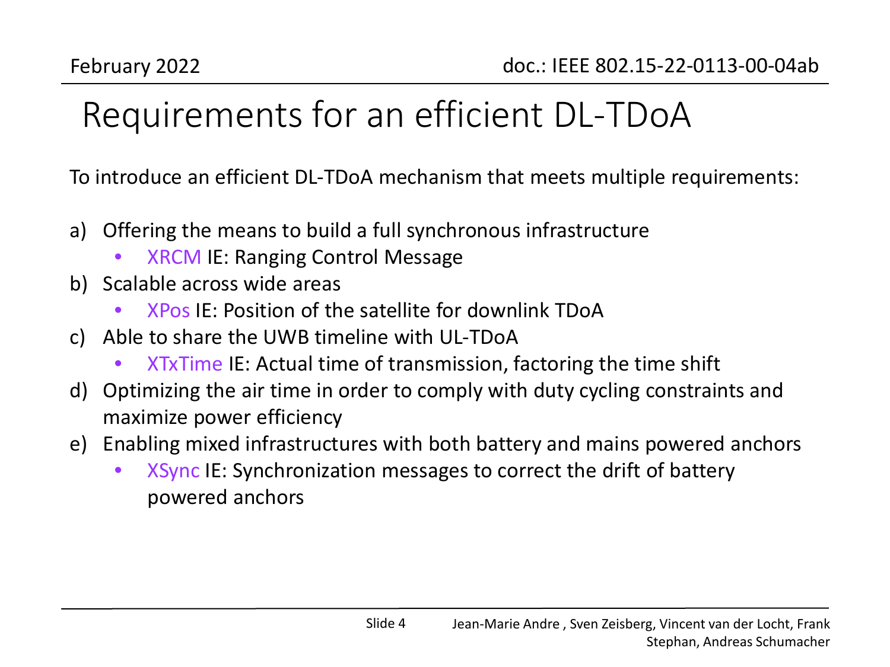# Requirements for an efficient DL-TDoA

To introduce an efficient DL-TDoA mechanism that meets multiple requirements:

a) Offering the means to build a full synchronous infrastructure
   - XRCM IE: Ranging Control Message

b) Scalable across wide areas
   - XPos IE: Position of the satellite for downlink TDoA

c) Able to share the UWB timeline with UL-TDoA
   - XTxTime IE: Actual time of transmission, factoring the time shift

d) Optimizing the air time in order to comply with duty cycling constraints and maximize power efficiency

e) Enabling mixed infrastructures with both battery and mains powered anchors
   - XSync IE: Synchronization messages to correct the drift of battery powered anchors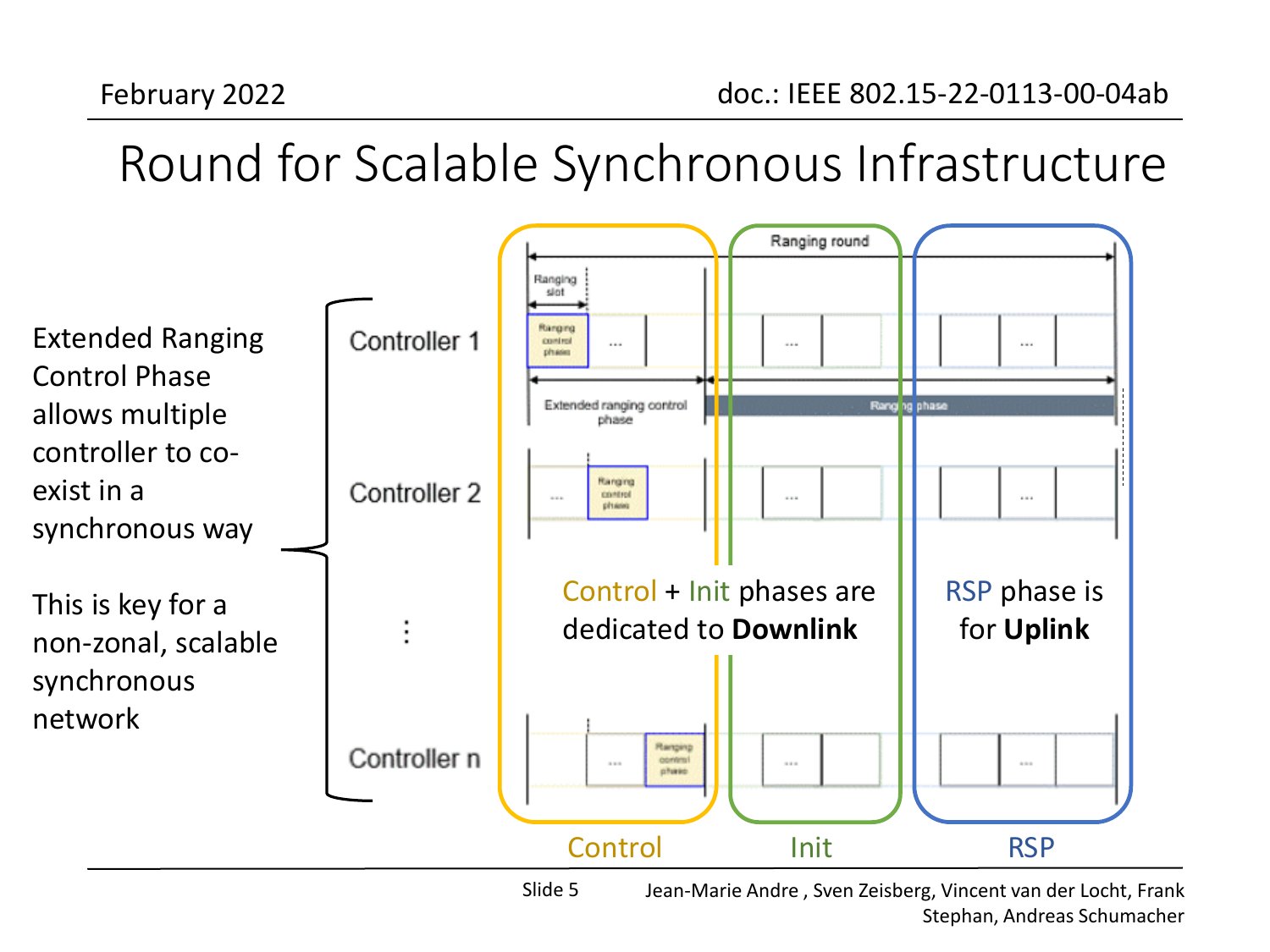# Round for Scalable Synchronous Infrastructure

Extended Ranging Control Phase allows multiple controller to co-exist in a synchronous way

This is key for a non-zonal, scalable synchronous network

Controller 1

Controller 2

⋮

Controller n

Ranging round

Ranging slot

Ranging control phase

Extended ranging control phase

Ranging phase

Control + Init phases are dedicated to **Downlink**

RSP phase is for **Uplink**

Control

Init

RSP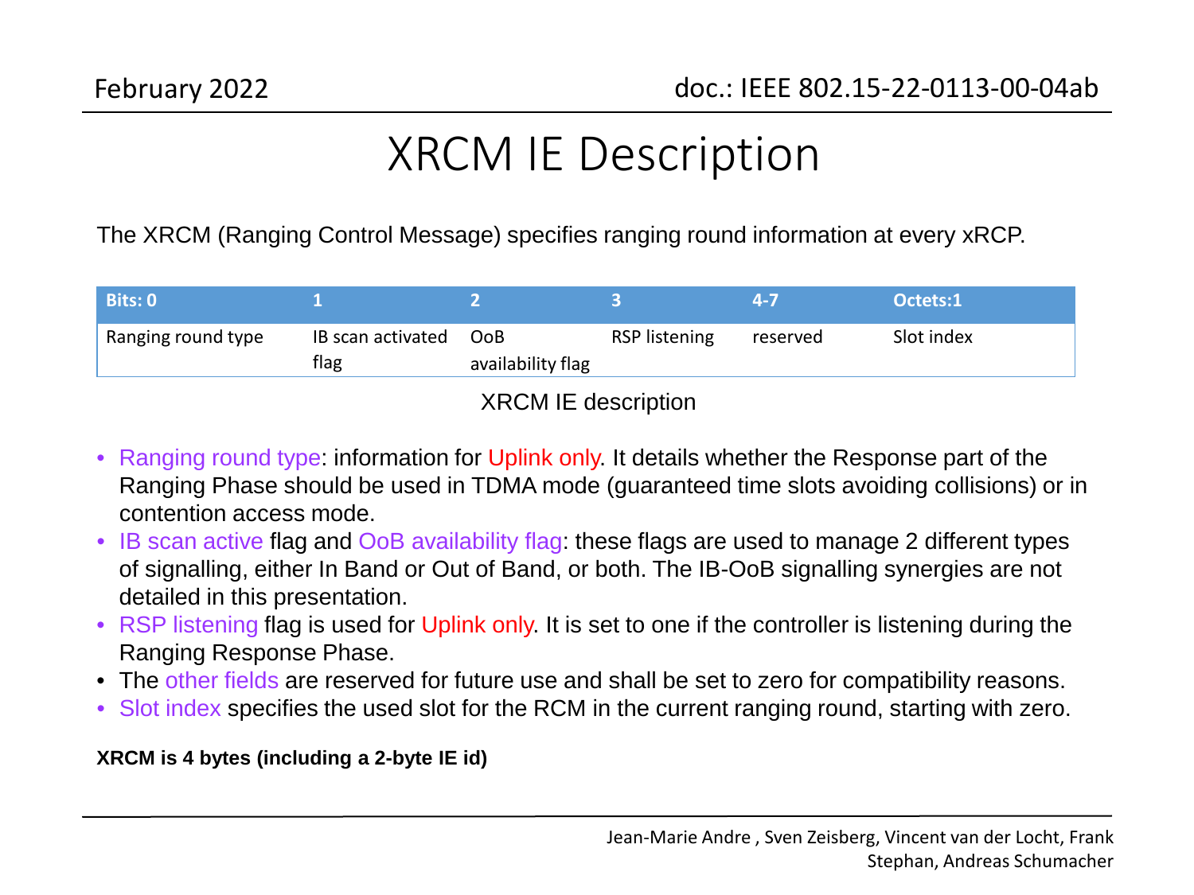# XRCM IE Description

The XRCM (Ranging Control Message) specifies ranging round information at every xRCP.

| Bits: 0 | 1 | 2 | 3 | 4-7 | Octets:1 |
|---|---|---|---|---|---|
| Ranging round type | IB scan activated flag | OoB availability flag | RSP listening | reserved | Slot index |

XRCM IE description

- Ranging round type: information for Uplink only. It details whether the Response part of the Ranging Phase should be used in TDMA mode (guaranteed time slots avoiding collisions) or in contention access mode.
- IB scan active flag and OoB availability flag: these flags are used to manage 2 different types of signalling, either In Band or Out of Band, or both. The IB-OoB signalling synergies are not detailed in this presentation.
- RSP listening flag is used for Uplink only. It is set to one if the controller is listening during the Ranging Response Phase.
- The other fields are reserved for future use and shall be set to zero for compatibility reasons.
- Slot index specifies the used slot for the RCM in the current ranging round, starting with zero.

**XRCM is 4 bytes (including a 2-byte IE id)**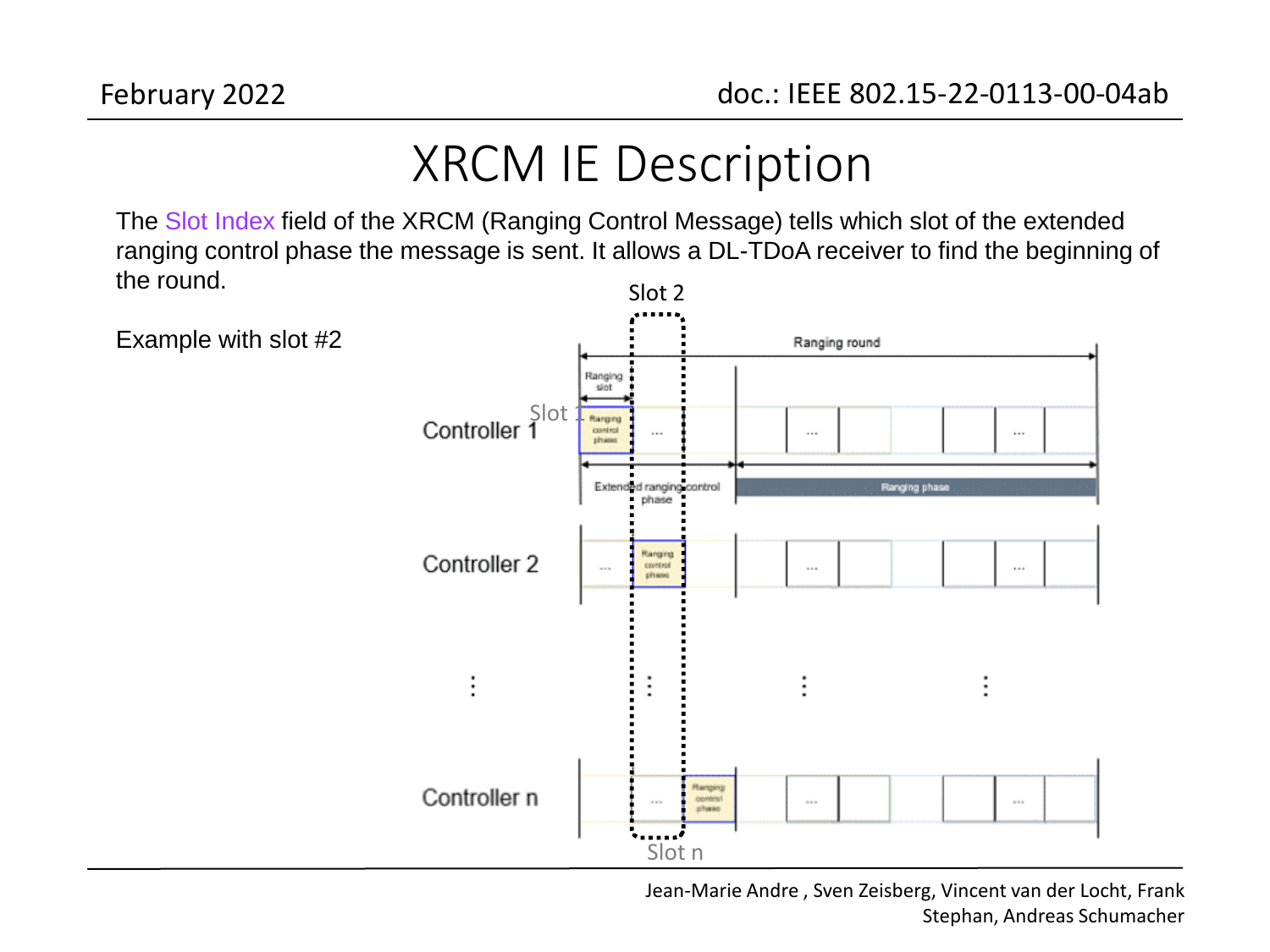# XRCM IE Description

The Slot Index field of the XRCM (Ranging Control Message) tells which slot of the extended ranging control phase the message is sent. It allows a DL-TDoA receiver to find the beginning of the round.

Example with slot #2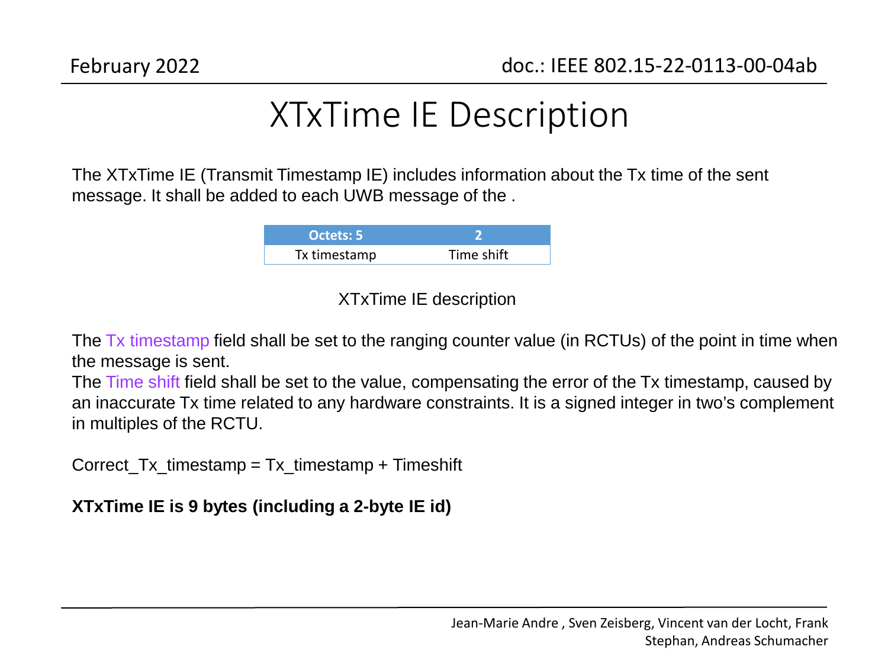# XTxTime IE Description

The XTxTime IE (Transmit Timestamp IE) includes information about the Tx time of the sent message. It shall be added to each UWB message of the .

| Octets: 5 | 2 |
| --- | --- |
| Tx timestamp | Time shift |

XTxTime IE description

The Tx timestamp field shall be set to the ranging counter value (in RCTUs) of the point in time when the message is sent.
The Time shift field shall be set to the value, compensating the error of the Tx timestamp, caused by an inaccurate Tx time related to any hardware constraints. It is a signed integer in two's complement in multiples of the RCTU.

Correct_Tx_timestamp = Tx_timestamp + Timeshift

**XTxTime IE is 9 bytes (including a 2-byte IE id)**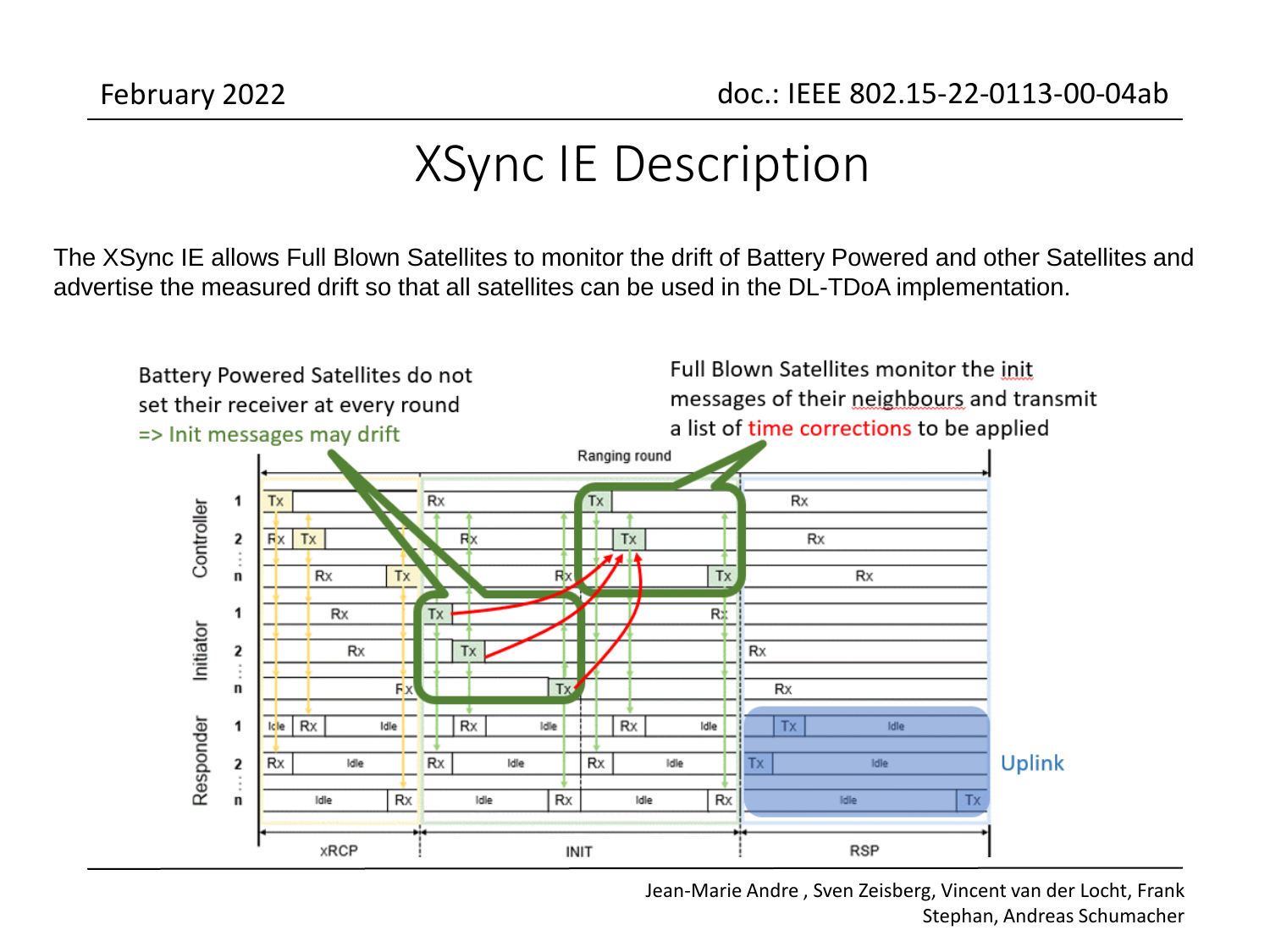# XSync IE Description

The XSync IE allows Full Blown Satellites to monitor the drift of Battery Powered and other Satellites and advertise the measured drift so that all satellites can be used in the DL-TDoA implementation.

Battery Powered Satellites do not set their receiver at every round => Init messages may drift

Full Blown Satellites monitor the init messages of their neighbours and transmit a list of time corrections to be applied

Uplink

Jean-Marie Andre , Sven Zeisberg, Vincent van der Locht, Frank Stephan, Andreas Schumacher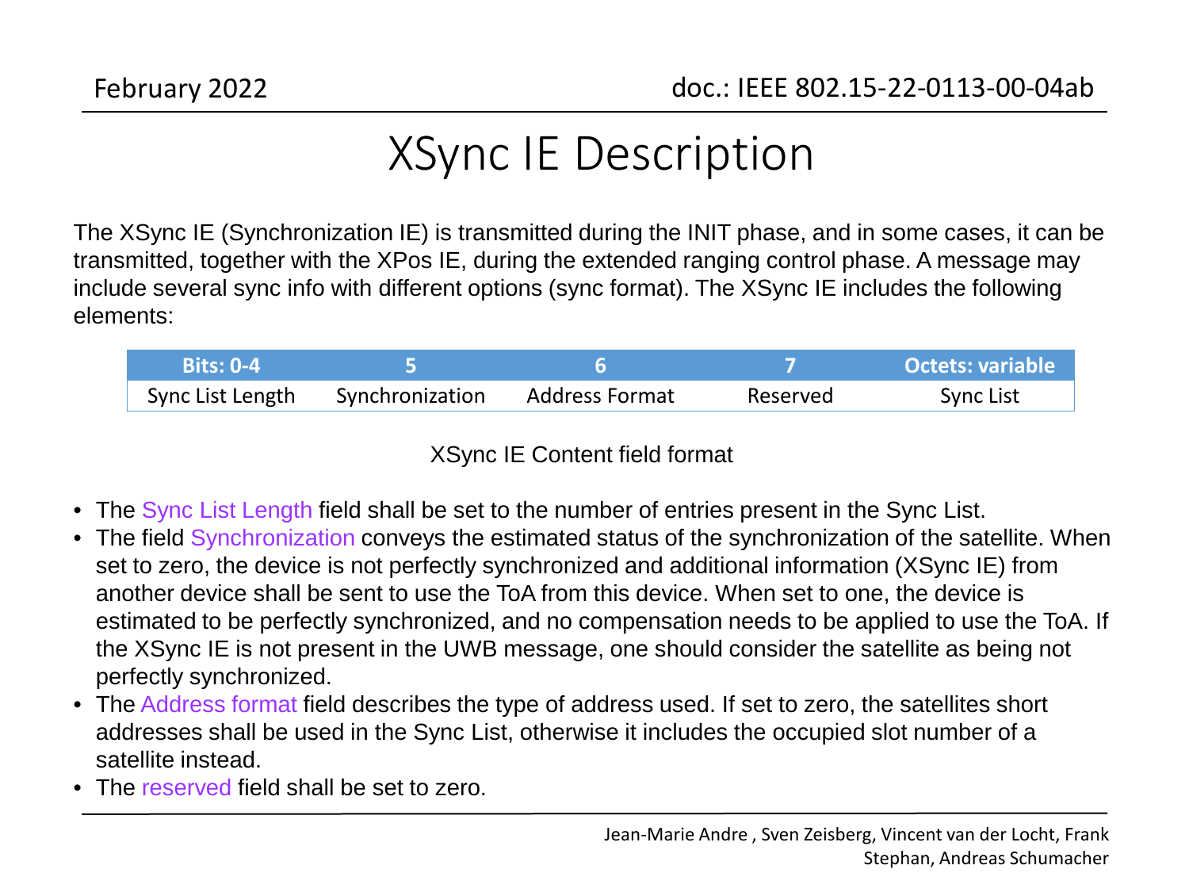# XSync IE Description

The XSync IE (Synchronization IE) is transmitted during the INIT phase, and in some cases, it can be transmitted, together with the XPos IE, during the extended ranging control phase. A message may include several sync info with different options (sync format). The XSync IE includes the following elements:

| Bits: 0-4 | 5 | 6 | 7 | Octets: variable |
|---|---|---|---|---|
| Sync List Length | Synchronization | Address Format | Reserved | Sync List |

XSync IE Content field format

- The Sync List Length field shall be set to the number of entries present in the Sync List.
- The field Synchronization conveys the estimated status of the synchronization of the satellite. When set to zero, the device is not perfectly synchronized and additional information (XSync IE) from another device shall be sent to use the ToA from this device. When set to one, the device is estimated to be perfectly synchronized, and no compensation needs to be applied to use the ToA. If the XSync IE is not present in the UWB message, one should consider the satellite as being not perfectly synchronized.
- The Address format field describes the type of address used. If set to zero, the satellites short addresses shall be used in the Sync List, otherwise it includes the occupied slot number of a satellite instead.
- The reserved field shall be set to zero.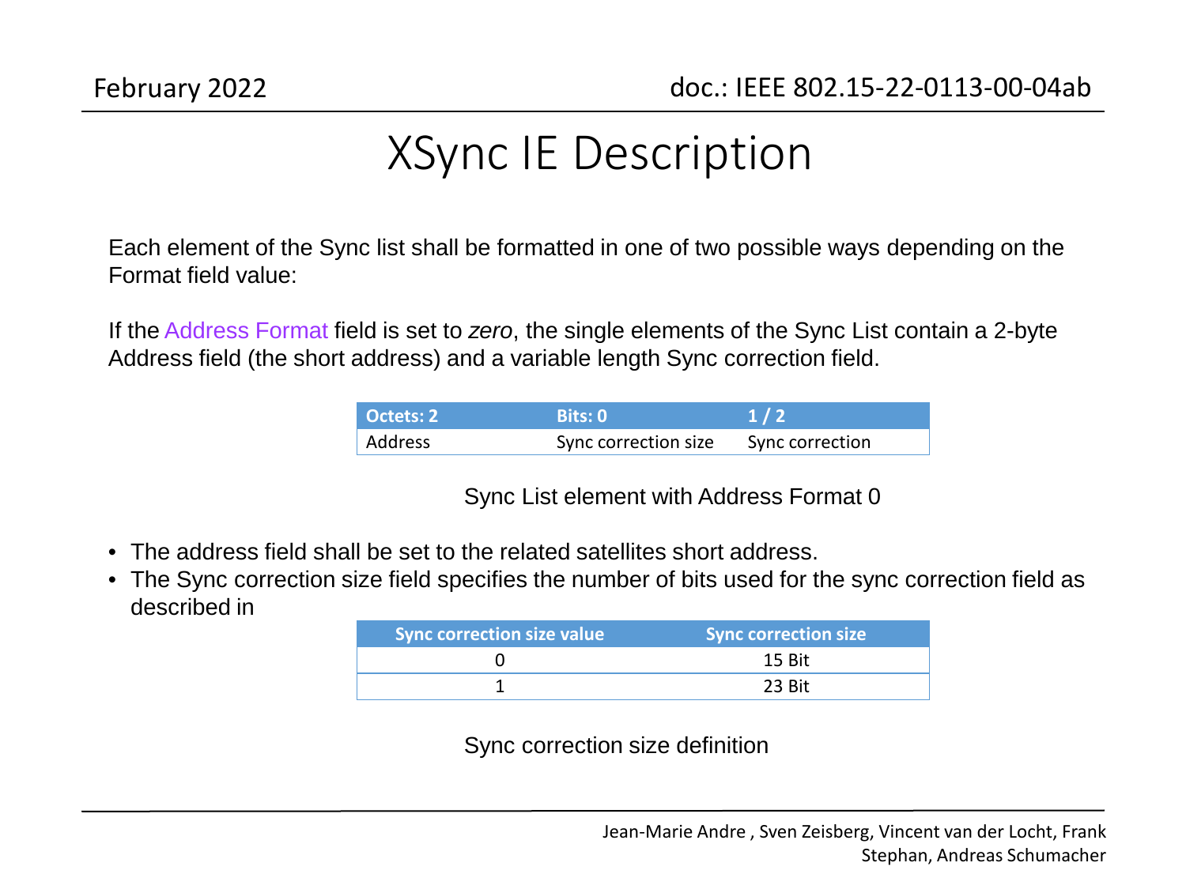# XSync IE Description

Each element of the Sync list shall be formatted in one of two possible ways depending on the Format field value:

If the Address Format field is set to *zero*, the single elements of the Sync List contain a 2-byte Address field (the short address) and a variable length Sync correction field.

| Octets: 2 | Bits: 0 | 1 / 2 |
|---|---|---|
| Address | Sync correction size | Sync correction |

Sync List element with Address Format 0

- The address field shall be set to the related satellites short address.
- The Sync correction size field specifies the number of bits used for the sync correction field as described in

| Sync correction size value | Sync correction size |
|---|---|
| 0 | 15 Bit |
| 1 | 23 Bit |

Sync correction size definition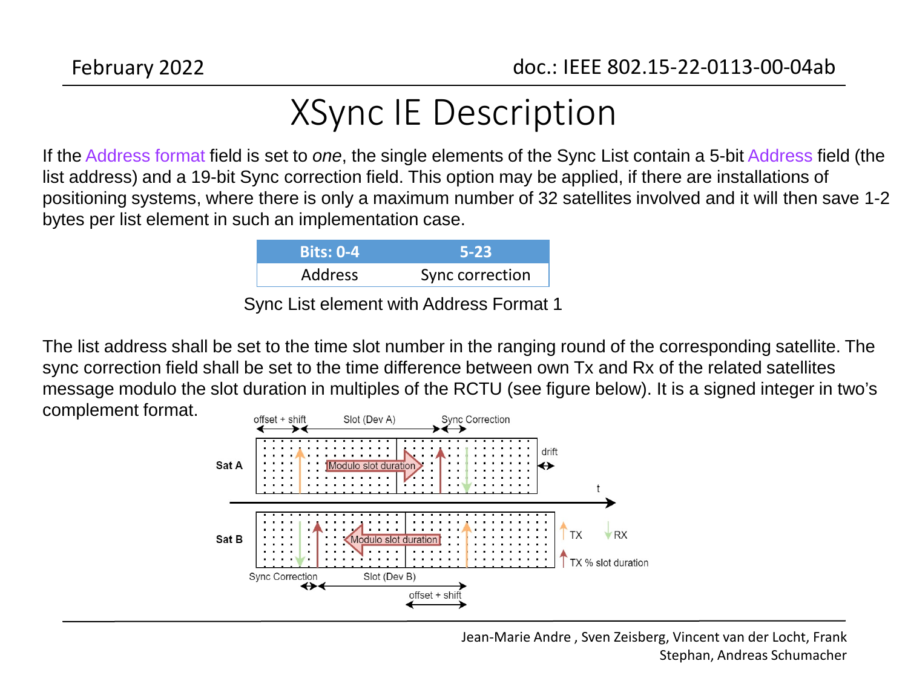# XSync IE Description

If the Address format field is set to *one*, the single elements of the Sync List contain a 5-bit Address field (the list address) and a 19-bit Sync correction field. This option may be applied, if there are installations of positioning systems, where there is only a maximum number of 32 satellites involved and it will then save 1-2 bytes per list element in such an implementation case.

| Bits: 0-4 | 5-23 |
|---|---|
| Address | Sync correction |

Sync List element with Address Format 1

The list address shall be set to the time slot number in the ranging round of the corresponding satellite. The sync correction field shall be set to the time difference between own Tx and Rx of the related satellites message modulo the slot duration in multiples of the RCTU (see figure below). It is a signed integer in two's complement format.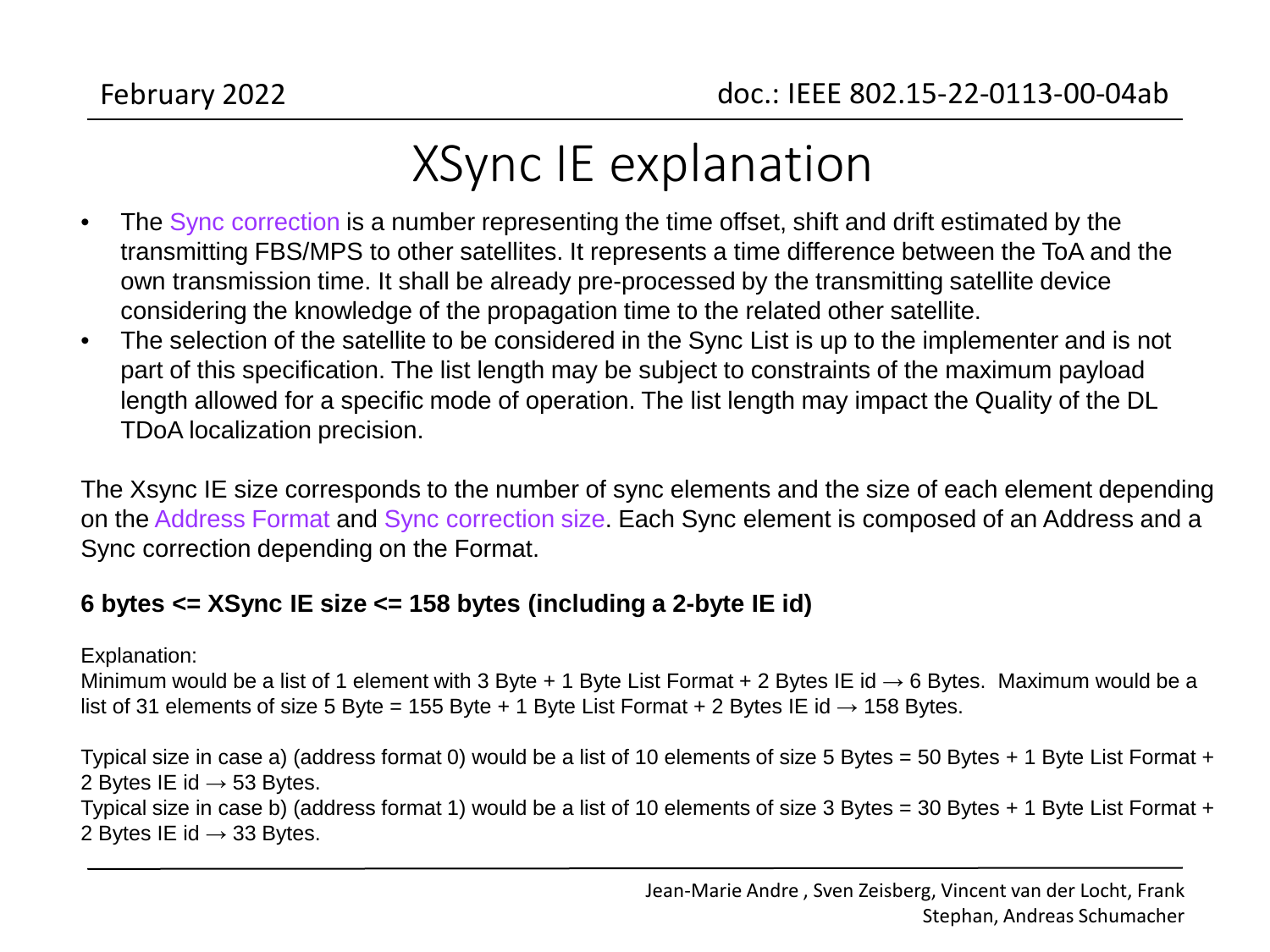# XSync IE explanation

- The Sync correction is a number representing the time offset, shift and drift estimated by the transmitting FBS/MPS to other satellites. It represents a time difference between the ToA and the own transmission time. It shall be already pre-processed by the transmitting satellite device considering the knowledge of the propagation time to the related other satellite.
- The selection of the satellite to be considered in the Sync List is up to the implementer and is not part of this specification. The list length may be subject to constraints of the maximum payload length allowed for a specific mode of operation. The list length may impact the Quality of the DL TDoA localization precision.

The Xsync IE size corresponds to the number of sync elements and the size of each element depending on the Address Format and Sync correction size. Each Sync element is composed of an Address and a Sync correction depending on the Format.

**6 bytes <= XSync IE size <= 158 bytes (including a 2-byte IE id)**

Explanation:
Minimum would be a list of 1 element with 3 Byte + 1 Byte List Format + 2 Bytes IE id → 6 Bytes. Maximum would be a list of 31 elements of size 5 Byte = 155 Byte + 1 Byte List Format + 2 Bytes IE id → 158 Bytes.

Typical size in case a) (address format 0) would be a list of 10 elements of size 5 Bytes = 50 Bytes + 1 Byte List Format + 2 Bytes IE id → 53 Bytes.
Typical size in case b) (address format 1) would be a list of 10 elements of size 3 Bytes = 30 Bytes + 1 Byte List Format + 2 Bytes IE id → 33 Bytes.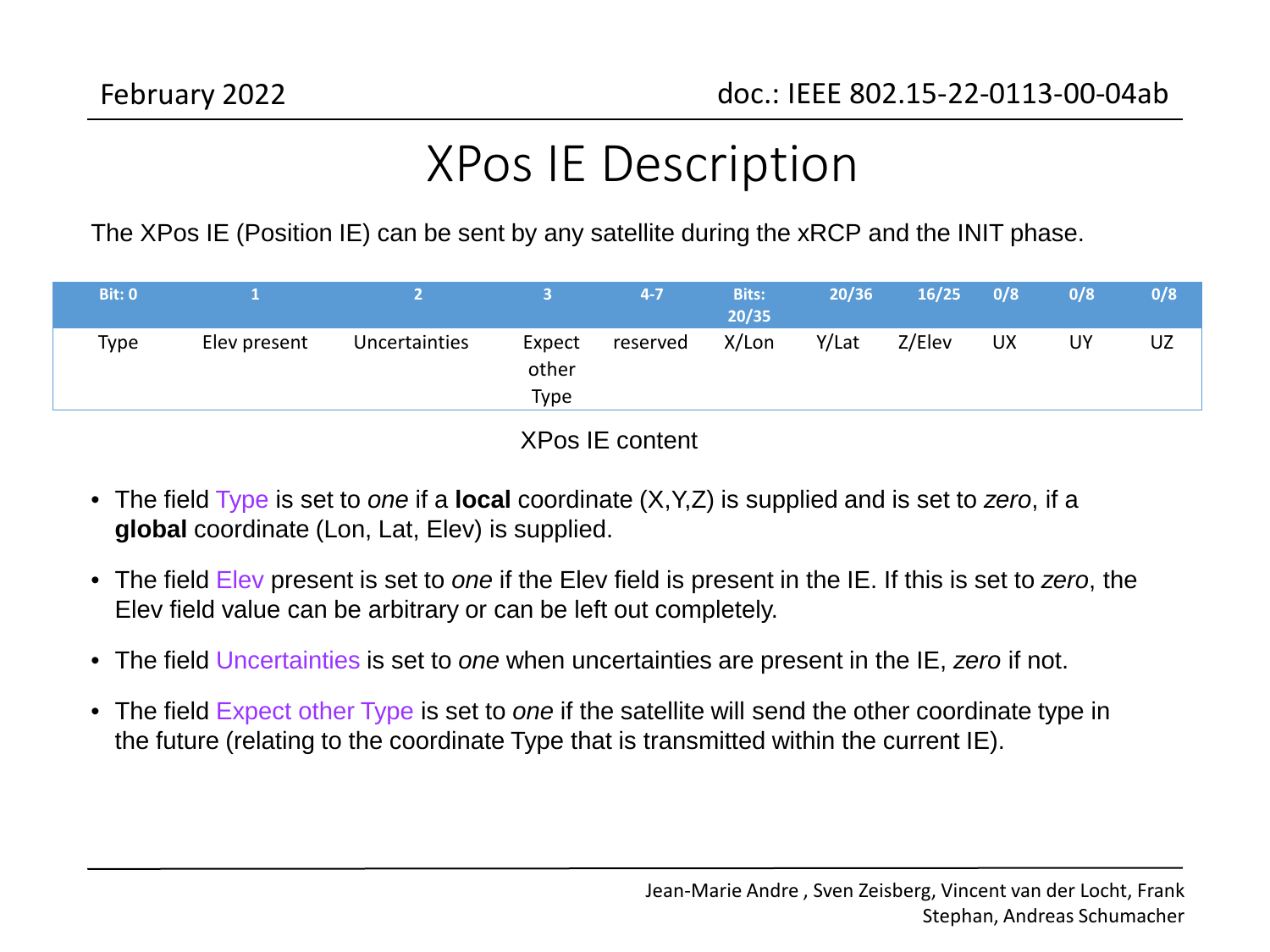# XPos IE Description

The XPos IE (Position IE) can be sent by any satellite during the xRCP and the INIT phase.

| Bit: 0 | 1 | 2 | 3 | 4-7 | Bits: 20/35 | 20/36 | 16/25 | 0/8 | 0/8 | 0/8 |
|---|---|---|---|---|---|---|---|---|---|---|
| Type | Elev present | Uncertainties | Expect other Type | reserved | X/Lon | Y/Lat | Z/Elev | UX | UY | UZ |

XPos IE content

- The field Type is set to *one* if a **local** coordinate (X,Y,Z) is supplied and is set to *zero*, if a **global** coordinate (Lon, Lat, Elev) is supplied.
- The field Elev present is set to *one* if the Elev field is present in the IE. If this is set to *zero*, the Elev field value can be arbitrary or can be left out completely.
- The field Uncertainties is set to *one* when uncertainties are present in the IE, *zero* if not.
- The field Expect other Type is set to *one* if the satellite will send the other coordinate type in the future (relating to the coordinate Type that is transmitted within the current IE).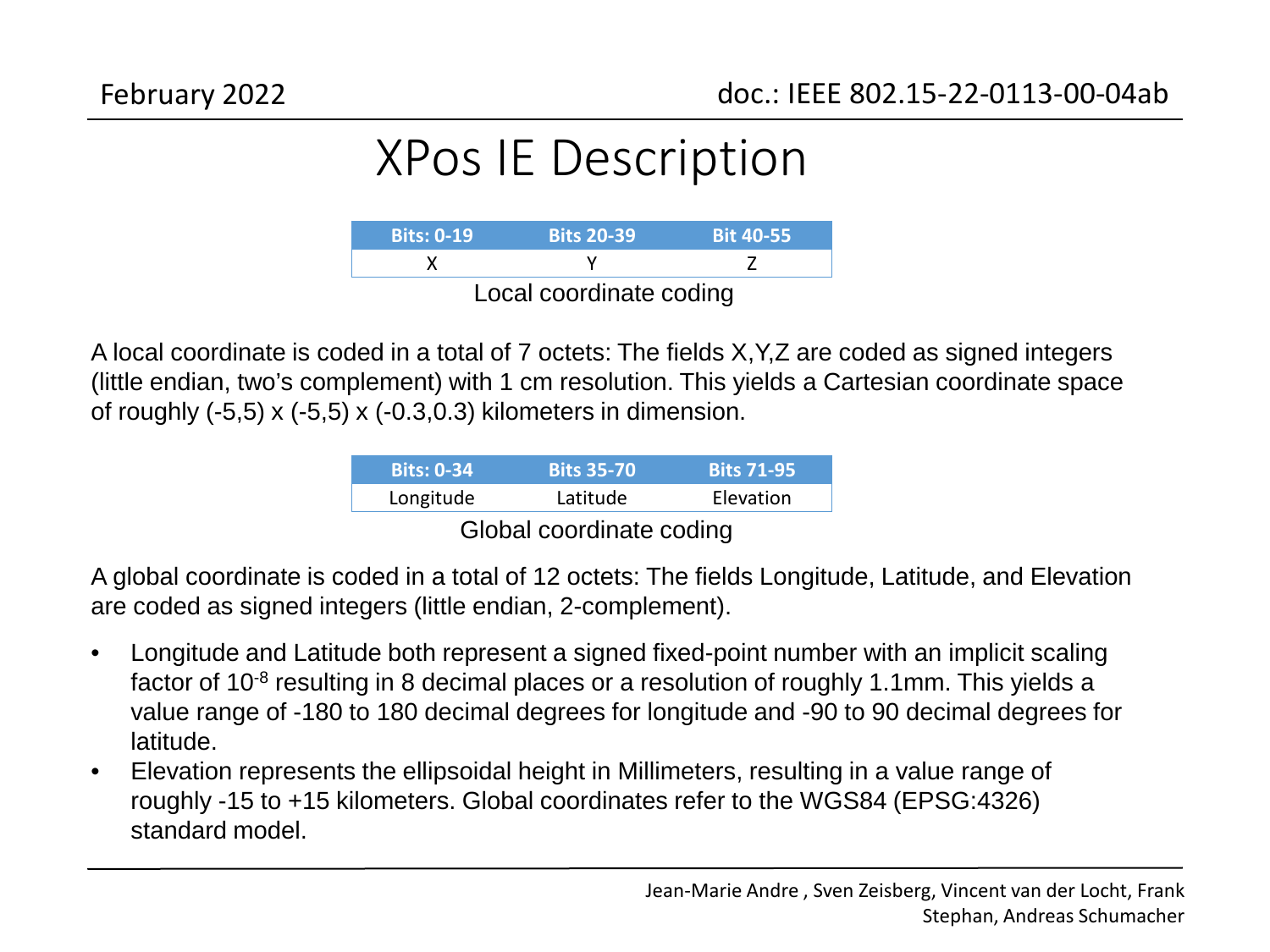# XPos IE Description

| Bits: 0-19 | Bits 20-39 | Bit 40-55 |
|---|---|---|
| X | Y | Z |

Local coordinate coding

A local coordinate is coded in a total of 7 octets: The fields X,Y,Z are coded as signed integers (little endian, two's complement) with 1 cm resolution. This yields a Cartesian coordinate space of roughly (-5,5) x (-5,5) x (-0.3,0.3) kilometers in dimension.

| Bits: 0-34 | Bits 35-70 | Bits 71-95 |
|---|---|---|
| Longitude | Latitude | Elevation |

Global coordinate coding

A global coordinate is coded in a total of 12 octets: The fields Longitude, Latitude, and Elevation are coded as signed integers (little endian, 2-complement).

- Longitude and Latitude both represent a signed fixed-point number with an implicit scaling factor of $10^{-8}$ resulting in 8 decimal places or a resolution of roughly 1.1mm. This yields a value range of -180 to 180 decimal degrees for longitude and -90 to 90 decimal degrees for latitude.
- Elevation represents the ellipsoidal height in Millimeters, resulting in a value range of roughly -15 to +15 kilometers. Global coordinates refer to the WGS84 (EPSG:4326) standard model.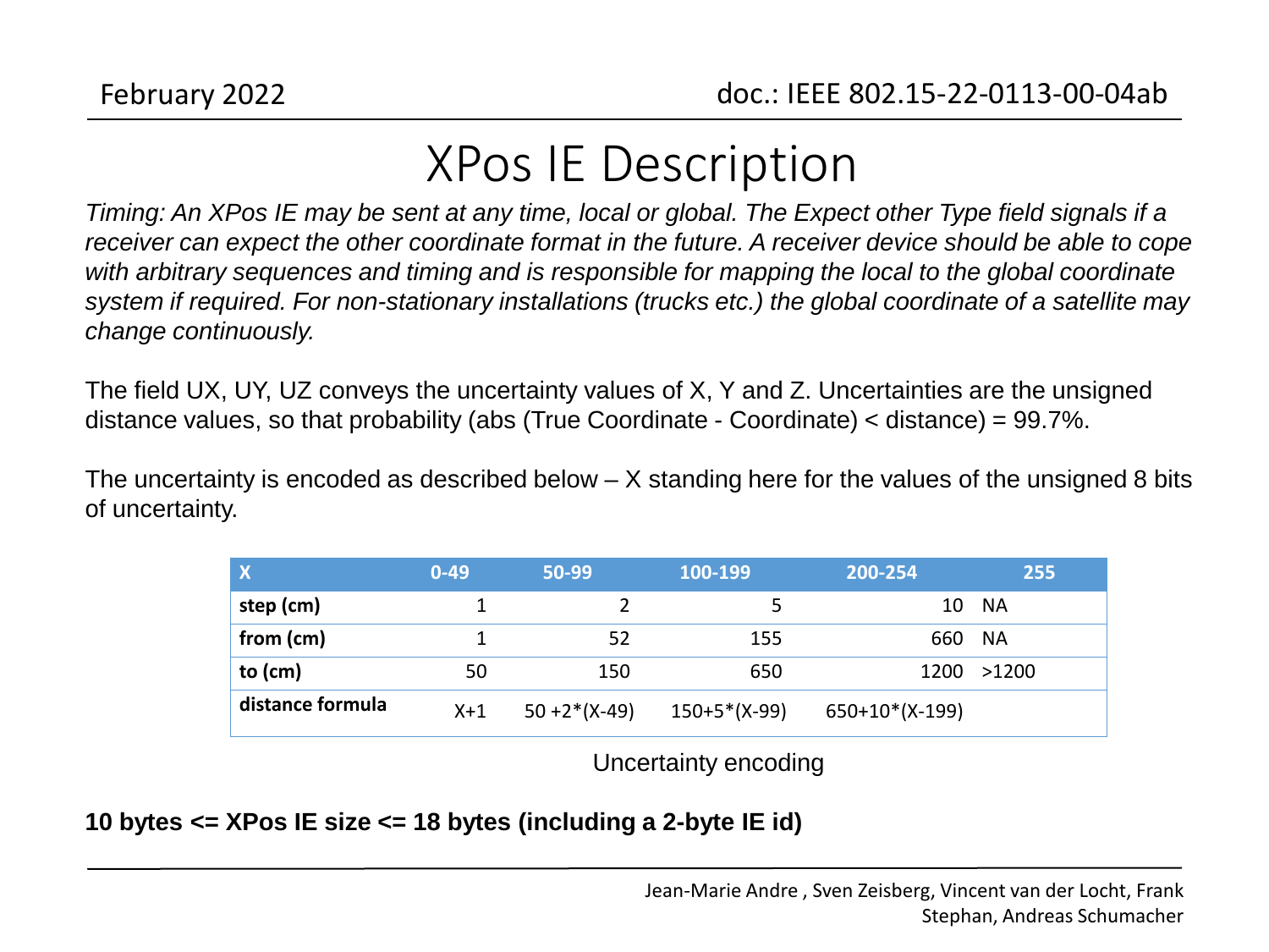# XPos IE Description

*Timing: An XPos IE may be sent at any time, local or global. The Expect other Type field signals if a receiver can expect the other coordinate format in the future. A receiver device should be able to cope with arbitrary sequences and timing and is responsible for mapping the local to the global coordinate system if required. For non-stationary installations (trucks etc.) the global coordinate of a satellite may change continuously.*

The field UX, UY, UZ conveys the uncertainty values of X, Y and Z. Uncertainties are the unsigned distance values, so that probability (abs (True Coordinate - Coordinate) < distance) = 99.7%.

The uncertainty is encoded as described below – X standing here for the values of the unsigned 8 bits of uncertainty.

| X | 0-49 | 50-99 | 100-199 | 200-254 | 255 |
|---|---|---|---|---|---|
| **step (cm)** | 1 | 2 | 5 | 10 | NA |
| **from (cm)** | 1 | 52 | 155 | 660 | NA |
| **to (cm)** | 50 | 150 | 650 | 1200 | >1200 |
| **distance formula** | X+1 | 50 +2*(X-49) | 150+5*(X-99) | 650+10*(X-199) | |

Uncertainty encoding

**10 bytes <= XPos IE size <= 18 bytes (including a 2-byte IE id)**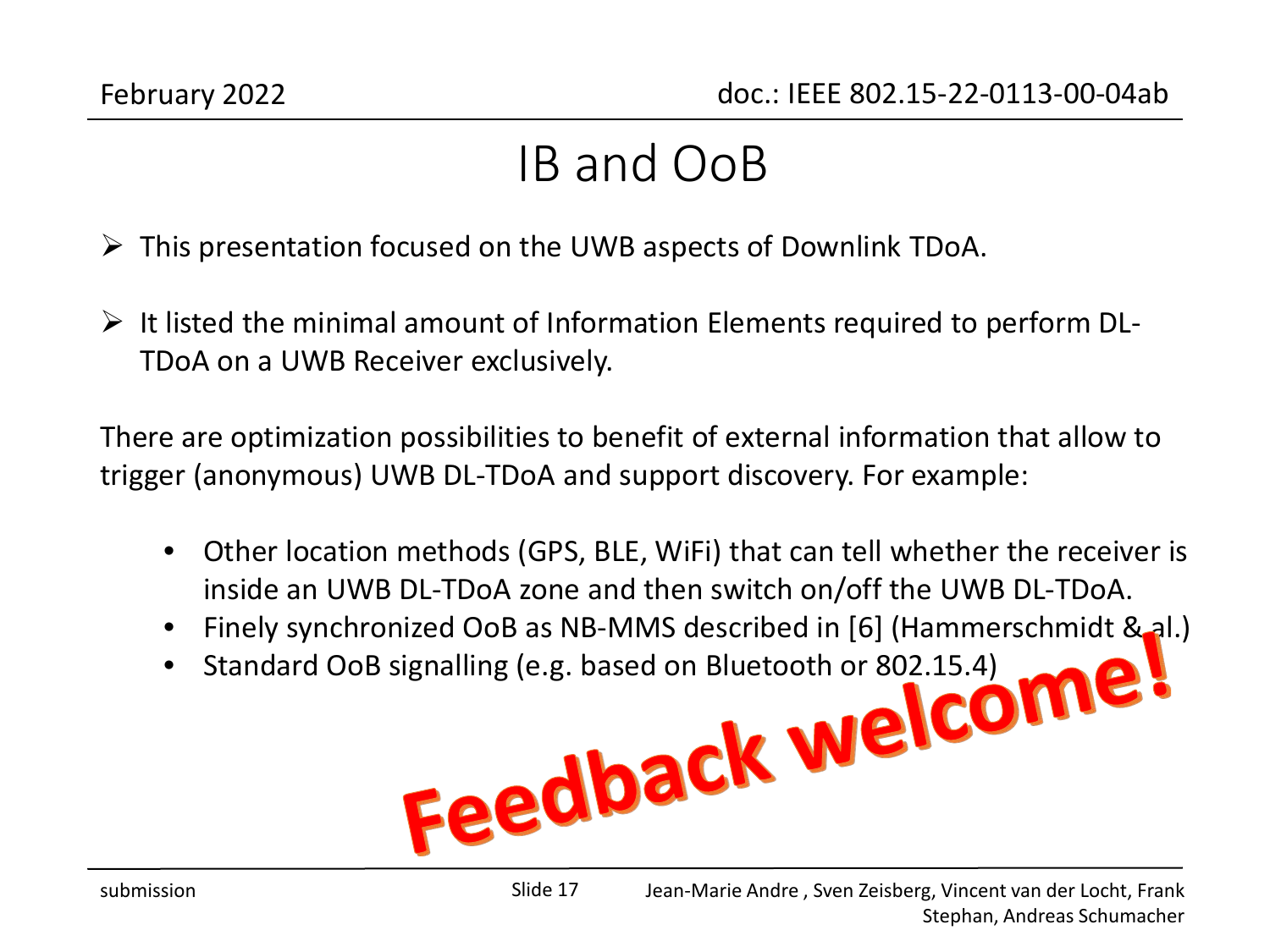# IB and OoB

- This presentation focused on the UWB aspects of Downlink TDoA.
- It listed the minimal amount of Information Elements required to perform DL-TDoA on a UWB Receiver exclusively.

There are optimization possibilities to benefit of external information that allow to trigger (anonymous) UWB DL-TDoA and support discovery. For example:

- Other location methods (GPS, BLE, WiFi) that can tell whether the receiver is inside an UWB DL-TDoA zone and then switch on/off the UWB DL-TDoA.
- Finely synchronized OoB as NB-MMS described in [6] (Hammerschmidt & al.)
- Standard OoB signalling (e.g. based on Bluetooth or 802.15.4)

**Feedback welcome!**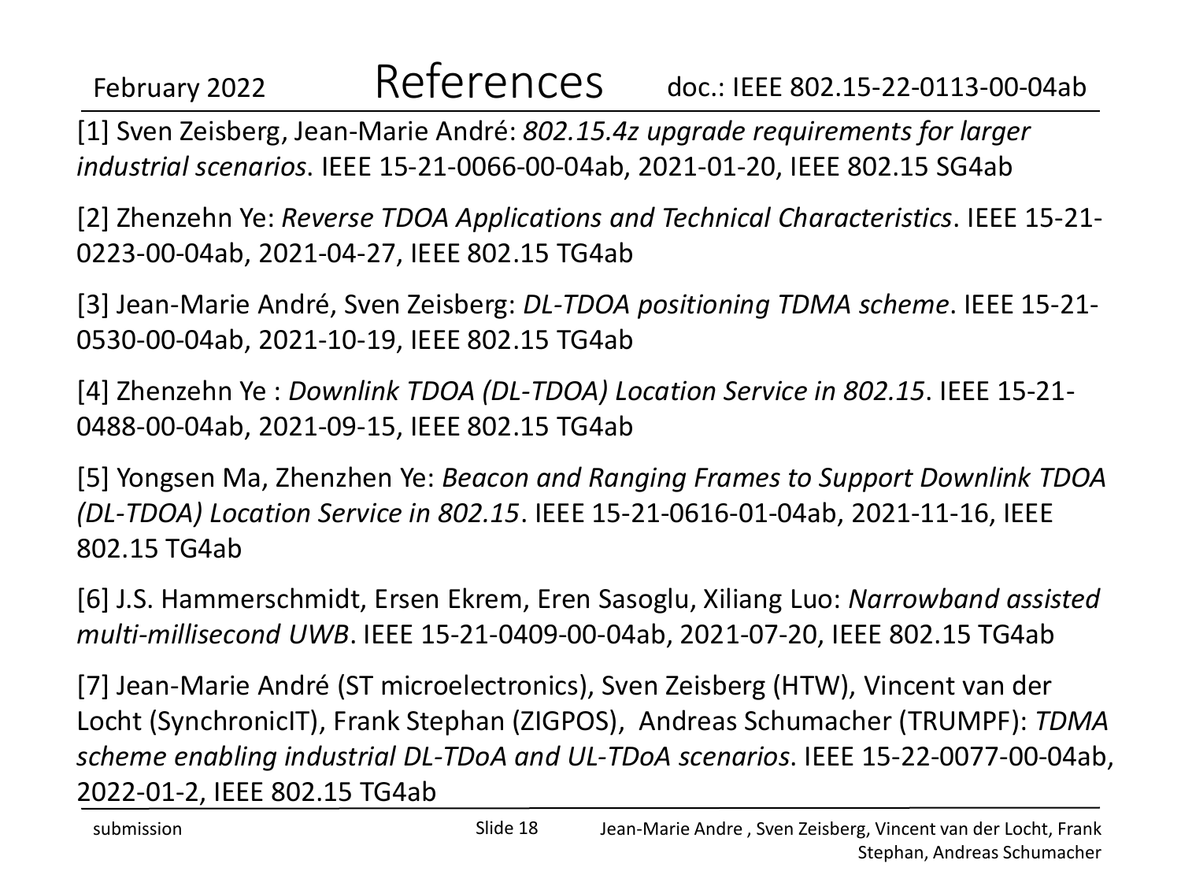# References

[1] Sven Zeisberg, Jean-Marie André: *802.15.4z upgrade requirements for larger industrial scenarios*. IEEE 15-21-0066-00-04ab, 2021-01-20, IEEE 802.15 SG4ab

[2] Zhenzehn Ye: *Reverse TDOA Applications and Technical Characteristics*. IEEE 15-21-0223-00-04ab, 2021-04-27, IEEE 802.15 TG4ab

[3] Jean-Marie André, Sven Zeisberg: *DL-TDOA positioning TDMA scheme*. IEEE 15-21-0530-00-04ab, 2021-10-19, IEEE 802.15 TG4ab

[4] Zhenzehn Ye : *Downlink TDOA (DL-TDOA) Location Service in 802.15*. IEEE 15-21-0488-00-04ab, 2021-09-15, IEEE 802.15 TG4ab

[5] Yongsen Ma, Zhenzhen Ye: *Beacon and Ranging Frames to Support Downlink TDOA (DL-TDOA) Location Service in 802.15*. IEEE 15-21-0616-01-04ab, 2021-11-16, IEEE 802.15 TG4ab

[6] J.S. Hammerschmidt, Ersen Ekrem, Eren Sasoglu, Xiliang Luo: *Narrowband assisted multi-millisecond UWB*. IEEE 15-21-0409-00-04ab, 2021-07-20, IEEE 802.15 TG4ab

[7] Jean-Marie André (ST microelectronics), Sven Zeisberg (HTW), Vincent van der Locht (SynchronicIT), Frank Stephan (ZIGPOS), Andreas Schumacher (TRUMPF): *TDMA scheme enabling industrial DL-TDoA and UL-TDoA scenarios*. IEEE 15-22-0077-00-04ab, 2022-01-2, IEEE 802.15 TG4ab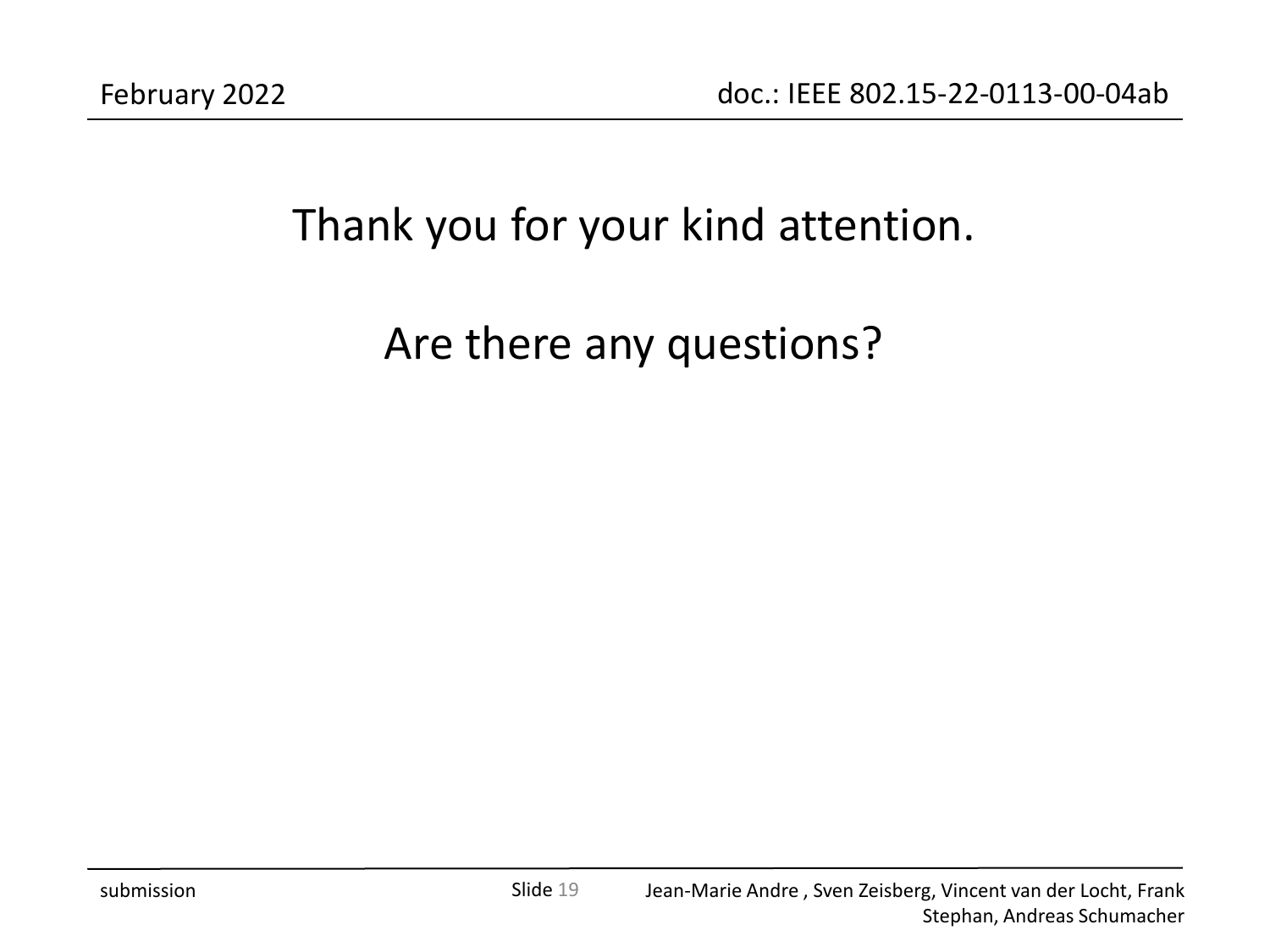Thank you for your kind attention.

Are there any questions?